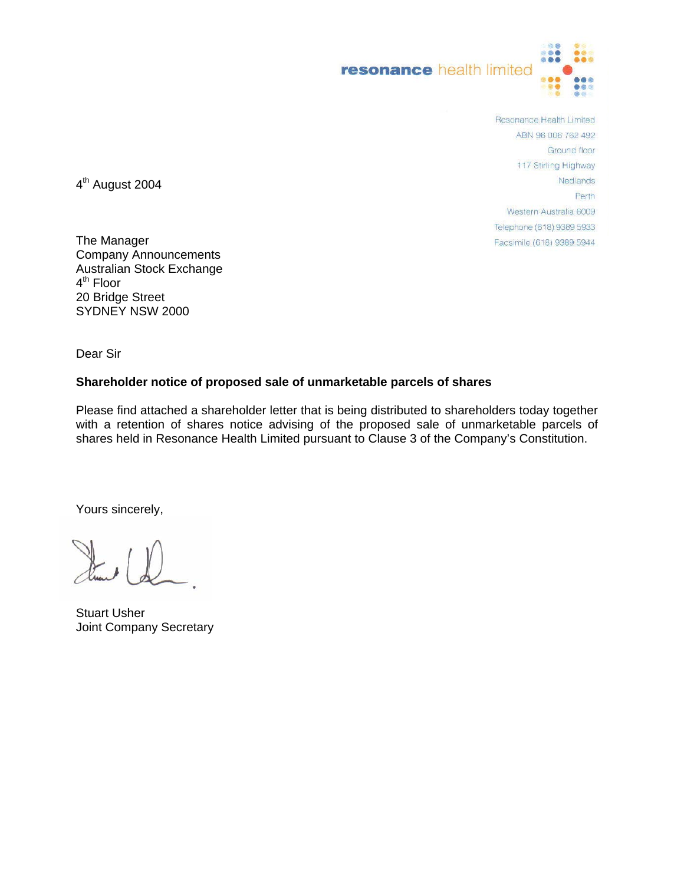resonance health limited

Resonance Health Limited
ABN 96 006 762 492
Ground floor
117 Stirling Highway
Nedlands
Perth
Western Australia 6009
Telephone (618) 9389 5933
Facsimile (618) 9389 5944

4th August 2004

The Manager
Company Announcements
Australian Stock Exchange
4th Floor
20 Bridge Street
SYDNEY NSW 2000

Dear Sir

**Shareholder notice of proposed sale of unmarketable parcels of shares**

Please find attached a shareholder letter that is being distributed to shareholders today together with a retention of shares notice advising of the proposed sale of unmarketable parcels of shares held in Resonance Health Limited pursuant to Clause 3 of the Company's Constitution.

Yours sincerely,

Stuart Usher
Joint Company Secretary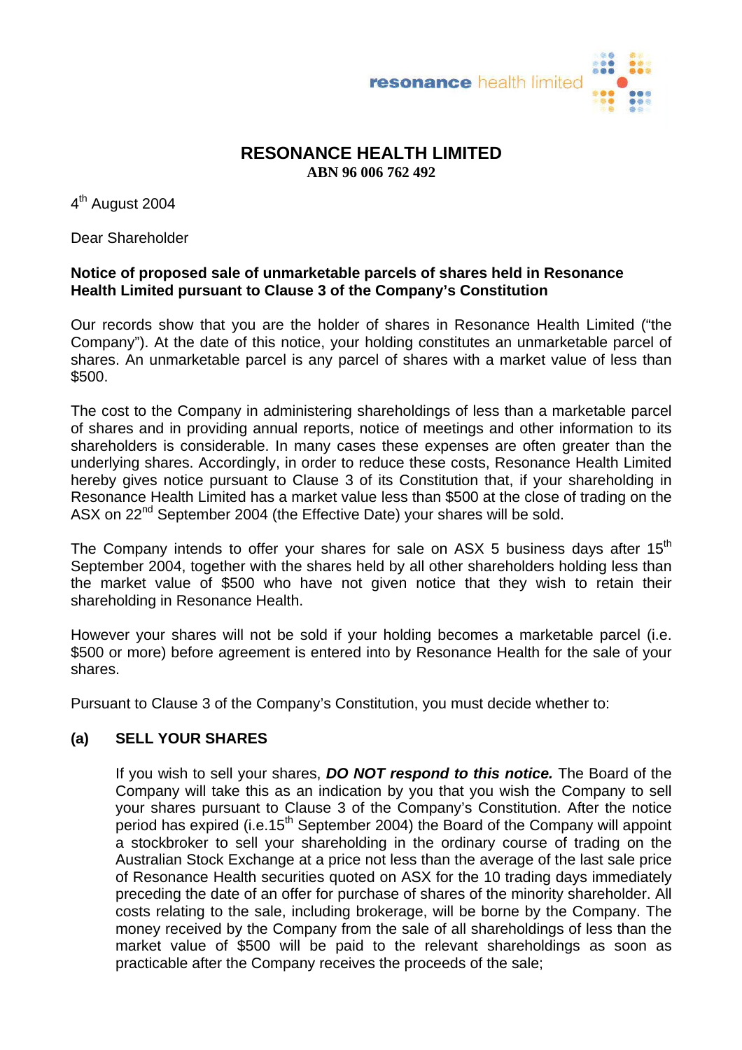resonance health limited

# RESONANCE HEALTH LIMITED

**ABN 96 006 762 492**

4th August 2004

Dear Shareholder

**Notice of proposed sale of unmarketable parcels of shares held in Resonance Health Limited pursuant to Clause 3 of the Company's Constitution**

Our records show that you are the holder of shares in Resonance Health Limited ("the Company"). At the date of this notice, your holding constitutes an unmarketable parcel of shares. An unmarketable parcel is any parcel of shares with a market value of less than $500.

The cost to the Company in administering shareholdings of less than a marketable parcel of shares and in providing annual reports, notice of meetings and other information to its shareholders is considerable. In many cases these expenses are often greater than the underlying shares. Accordingly, in order to reduce these costs, Resonance Health Limited hereby gives notice pursuant to Clause 3 of its Constitution that, if your shareholding in Resonance Health Limited has a market value less than $500 at the close of trading on the ASX on 22nd September 2004 (the Effective Date) your shares will be sold.

The Company intends to offer your shares for sale on ASX 5 business days after 15th September 2004, together with the shares held by all other shareholders holding less than the market value of $500 who have not given notice that they wish to retain their shareholding in Resonance Health.

However your shares will not be sold if your holding becomes a marketable parcel (i.e. $500 or more) before agreement is entered into by Resonance Health for the sale of your shares.

Pursuant to Clause 3 of the Company's Constitution, you must decide whether to:

**(a) SELL YOUR SHARES**

If you wish to sell your shares, ***DO NOT respond to this notice.*** The Board of the Company will take this as an indication by you that you wish the Company to sell your shares pursuant to Clause 3 of the Company's Constitution. After the notice period has expired (i.e.15th September 2004) the Board of the Company will appoint a stockbroker to sell your shareholding in the ordinary course of trading on the Australian Stock Exchange at a price not less than the average of the last sale price of Resonance Health securities quoted on ASX for the 10 trading days immediately preceding the date of an offer for purchase of shares of the minority shareholder. All costs relating to the sale, including brokerage, will be borne by the Company. The money received by the Company from the sale of all shareholdings of less than the market value of $500 will be paid to the relevant shareholdings as soon as practicable after the Company receives the proceeds of the sale;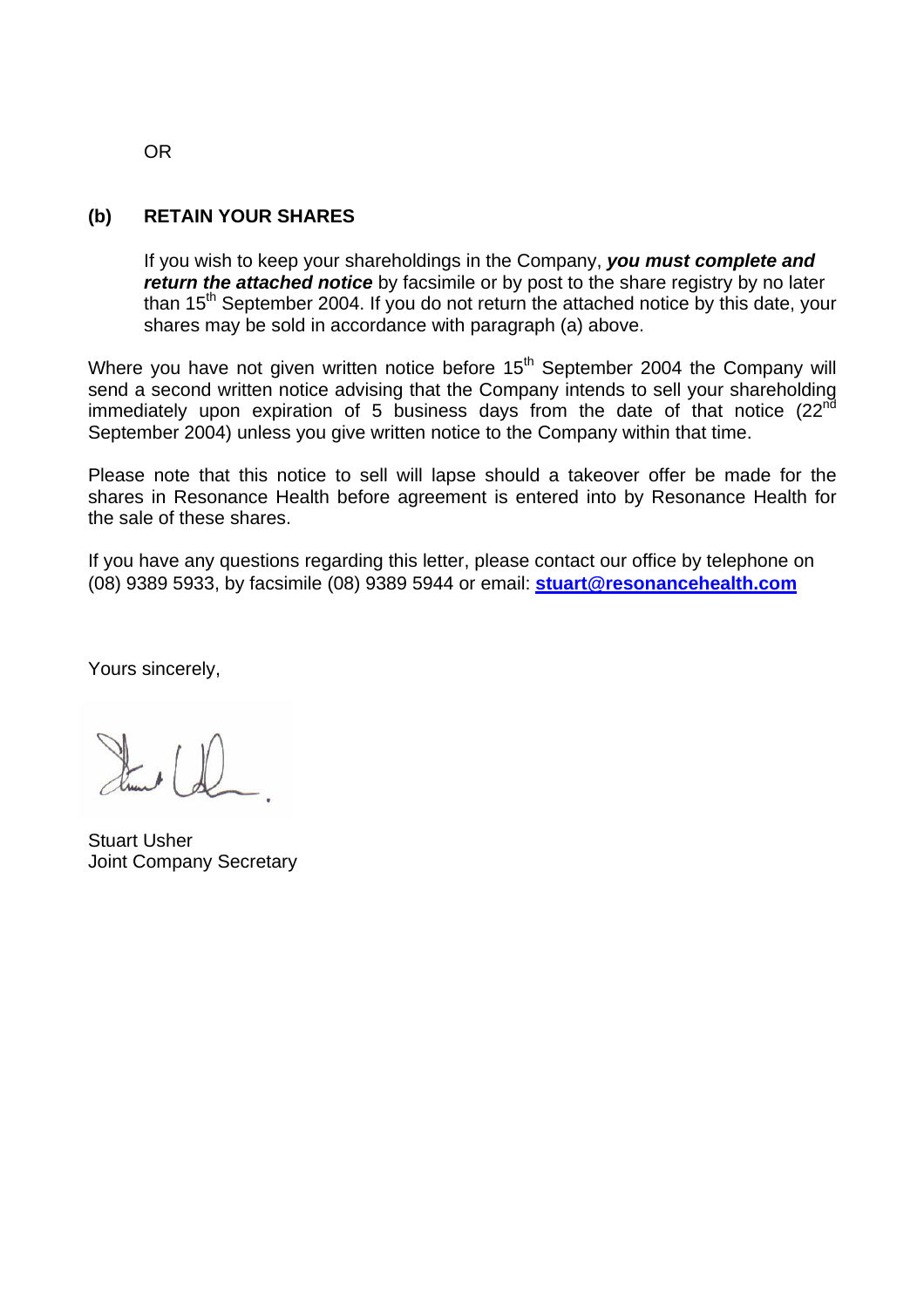OR

**(b) RETAIN YOUR SHARES**

If you wish to keep your shareholdings in the Company, ***you must complete and return the attached notice*** by facsimile or by post to the share registry by no later than 15th September 2004. If you do not return the attached notice by this date, your shares may be sold in accordance with paragraph (a) above.

Where you have not given written notice before 15th September 2004 the Company will send a second written notice advising that the Company intends to sell your shareholding immediately upon expiration of 5 business days from the date of that notice (22nd September 2004) unless you give written notice to the Company within that time.

Please note that this notice to sell will lapse should a takeover offer be made for the shares in Resonance Health before agreement is entered into by Resonance Health for the sale of these shares.

If you have any questions regarding this letter, please contact our office by telephone on (08) 9389 5933, by facsimile (08) 9389 5944 or email: **stuart@resonancehealth.com**

Yours sincerely,

Stuart Usher
Joint Company Secretary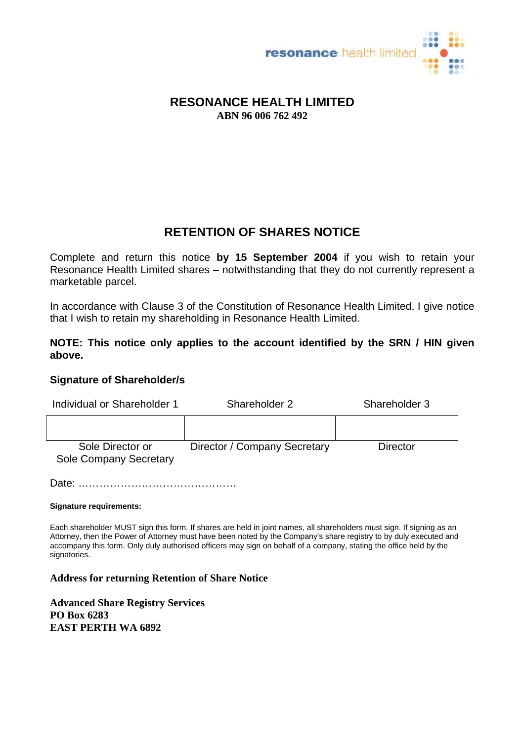resonance health limited

# RESONANCE HEALTH LIMITED

**ABN 96 006 762 492**

## RETENTION OF SHARES NOTICE

Complete and return this notice **by 15 September 2004** if you wish to retain your Resonance Health Limited shares – notwithstanding that they do not currently represent a marketable parcel.

In accordance with Clause 3 of the Constitution of Resonance Health Limited, I give notice that I wish to retain my shareholding in Resonance Health Limited.

**NOTE: This notice only applies to the account identified by the SRN / HIN given above.**

### Signature of Shareholder/s

| Individual or Shareholder 1 | Shareholder 2 | Shareholder 3 |
|---|---|---|
| | | |
| Sole Director or Sole Company Secretary | Director / Company Secretary | Director |

Date: ………………………………………

**Signature requirements:**

Each shareholder MUST sign this form. If shares are held in joint names, all shareholders must sign. If signing as an Attorney, then the Power of Attorney must have been noted by the Company's share registry to by duly executed and accompany this form. Only duly authorised officers may sign on behalf of a company, stating the office held by the signatories.

**Address for returning Retention of Share Notice**

**Advanced Share Registry Services**
**PO Box 6283**
**EAST PERTH WA 6892**